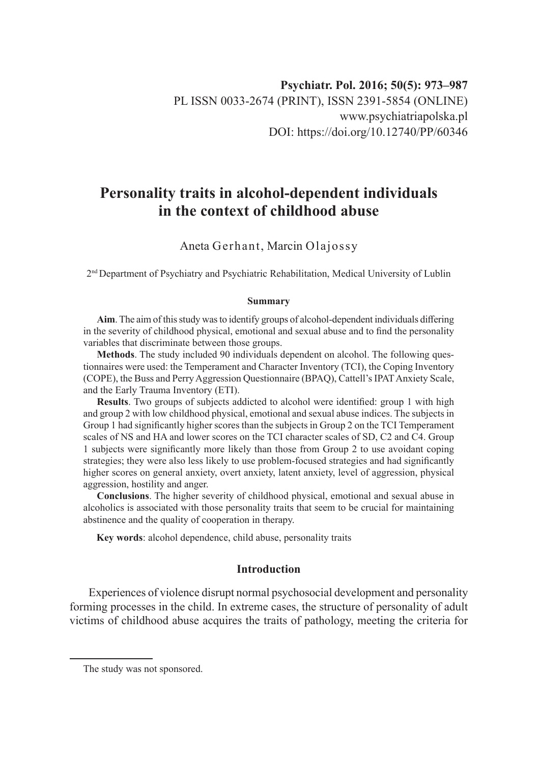**Psychiatr. Pol. 2016; 50(5): 973–987**
PL ISSN 0033-2674 (PRINT), ISSN 2391-5854 (ONLINE)
www.psychiatriapolska.pl
DOI: https://doi.org/10.12740/PP/60346

# Personality traits in alcohol-dependent individuals in the context of childhood abuse

Aneta Gerhant, Marcin Olajossy

2[nd] Department of Psychiatry and Psychiatric Rehabilitation, Medical University of Lublin

### Summary

**Aim**. The aim of this study was to identify groups of alcohol-dependent individuals differing in the severity of childhood physical, emotional and sexual abuse and to find the personality variables that discriminate between those groups.

**Methods**. The study included 90 individuals dependent on alcohol. The following questionnaires were used: the Temperament and Character Inventory (TCI), the Coping Inventory (COPE), the Buss and Perry Aggression Questionnaire (BPAQ), Cattell's IPAT Anxiety Scale, and the Early Trauma Inventory (ETI).

**Results**. Two groups of subjects addicted to alcohol were identified: group 1 with high and group 2 with low childhood physical, emotional and sexual abuse indices. The subjects in Group 1 had significantly higher scores than the subjects in Group 2 on the TCI Temperament scales of NS and HA and lower scores on the TCI character scales of SD, C2 and C4. Group 1 subjects were significantly more likely than those from Group 2 to use avoidant coping strategies; they were also less likely to use problem-focused strategies and had significantly higher scores on general anxiety, overt anxiety, latent anxiety, level of aggression, physical aggression, hostility and anger.

**Conclusions**. The higher severity of childhood physical, emotional and sexual abuse in alcoholics is associated with those personality traits that seem to be crucial for maintaining abstinence and the quality of cooperation in therapy.

**Key words**: alcohol dependence, child abuse, personality traits

## Introduction

Experiences of violence disrupt normal psychosocial development and personality forming processes in the child. In extreme cases, the structure of personality of adult victims of childhood abuse acquires the traits of pathology, meeting the criteria for

The study was not sponsored.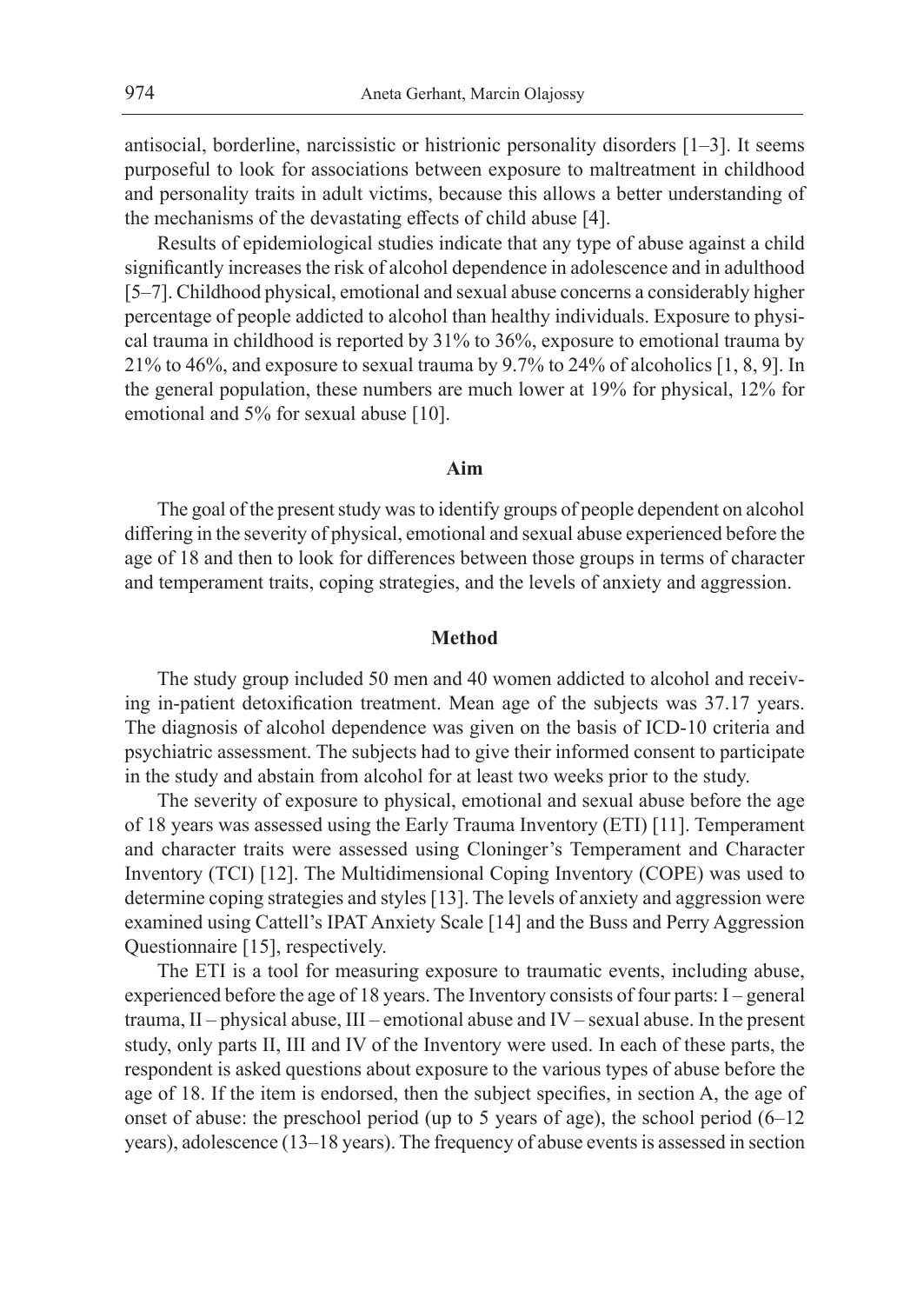antisocial, borderline, narcissistic or histrionic personality disorders [1–3]. It seems purposeful to look for associations between exposure to maltreatment in childhood and personality traits in adult victims, because this allows a better understanding of the mechanisms of the devastating effects of child abuse [4].

Results of epidemiological studies indicate that any type of abuse against a child significantly increases the risk of alcohol dependence in adolescence and in adulthood [5–7]. Childhood physical, emotional and sexual abuse concerns a considerably higher percentage of people addicted to alcohol than healthy individuals. Exposure to physical trauma in childhood is reported by 31% to 36%, exposure to emotional trauma by 21% to 46%, and exposure to sexual trauma by 9.7% to 24% of alcoholics [1, 8, 9]. In the general population, these numbers are much lower at 19% for physical, 12% for emotional and 5% for sexual abuse [10].

## Aim

The goal of the present study was to identify groups of people dependent on alcohol differing in the severity of physical, emotional and sexual abuse experienced before the age of 18 and then to look for differences between those groups in terms of character and temperament traits, coping strategies, and the levels of anxiety and aggression.

## Method

The study group included 50 men and 40 women addicted to alcohol and receiving in-patient detoxification treatment. Mean age of the subjects was 37.17 years. The diagnosis of alcohol dependence was given on the basis of ICD-10 criteria and psychiatric assessment. The subjects had to give their informed consent to participate in the study and abstain from alcohol for at least two weeks prior to the study.

The severity of exposure to physical, emotional and sexual abuse before the age of 18 years was assessed using the Early Trauma Inventory (ETI) [11]. Temperament and character traits were assessed using Cloninger's Temperament and Character Inventory (TCI) [12]. The Multidimensional Coping Inventory (COPE) was used to determine coping strategies and styles [13]. The levels of anxiety and aggression were examined using Cattell's IPAT Anxiety Scale [14] and the Buss and Perry Aggression Questionnaire [15], respectively.

The ETI is a tool for measuring exposure to traumatic events, including abuse, experienced before the age of 18 years. The Inventory consists of four parts: I – general trauma, II – physical abuse, III – emotional abuse and IV – sexual abuse. In the present study, only parts II, III and IV of the Inventory were used. In each of these parts, the respondent is asked questions about exposure to the various types of abuse before the age of 18. If the item is endorsed, then the subject specifies, in section A, the age of onset of abuse: the preschool period (up to 5 years of age), the school period (6–12 years), adolescence (13–18 years). The frequency of abuse events is assessed in section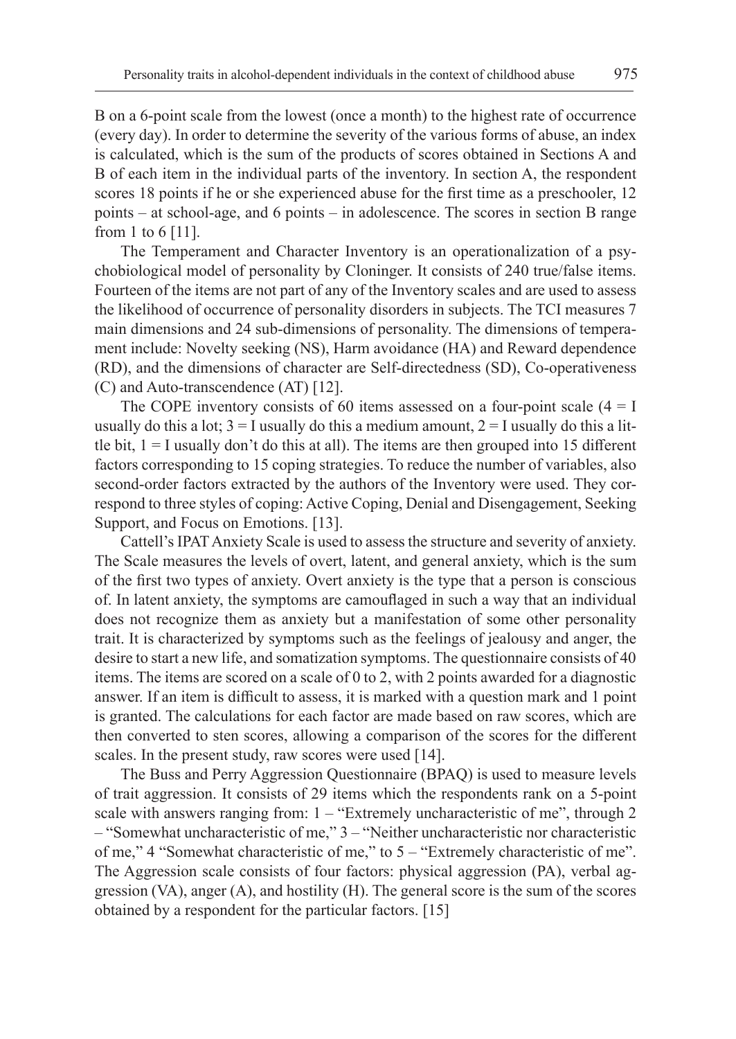B on a 6-point scale from the lowest (once a month) to the highest rate of occurrence (every day). In order to determine the severity of the various forms of abuse, an index is calculated, which is the sum of the products of scores obtained in Sections A and B of each item in the individual parts of the inventory. In section A, the respondent scores 18 points if he or she experienced abuse for the first time as a preschooler, 12 points – at school-age, and 6 points – in adolescence. The scores in section B range from 1 to 6 [11].

The Temperament and Character Inventory is an operationalization of a psychobiological model of personality by Cloninger. It consists of 240 true/false items. Fourteen of the items are not part of any of the Inventory scales and are used to assess the likelihood of occurrence of personality disorders in subjects. The TCI measures 7 main dimensions and 24 sub-dimensions of personality. The dimensions of temperament include: Novelty seeking (NS), Harm avoidance (HA) and Reward dependence (RD), and the dimensions of character are Self-directedness (SD), Co-operativeness (C) and Auto-transcendence (AT) [12].

The COPE inventory consists of 60 items assessed on a four-point scale (4 = I usually do this a lot; 3 = I usually do this a medium amount, 2 = I usually do this a little bit, 1 = I usually don't do this at all). The items are then grouped into 15 different factors corresponding to 15 coping strategies. To reduce the number of variables, also second-order factors extracted by the authors of the Inventory were used. They correspond to three styles of coping: Active Coping, Denial and Disengagement, Seeking Support, and Focus on Emotions. [13].

Cattell's IPAT Anxiety Scale is used to assess the structure and severity of anxiety. The Scale measures the levels of overt, latent, and general anxiety, which is the sum of the first two types of anxiety. Overt anxiety is the type that a person is conscious of. In latent anxiety, the symptoms are camouflaged in such a way that an individual does not recognize them as anxiety but a manifestation of some other personality trait. It is characterized by symptoms such as the feelings of jealousy and anger, the desire to start a new life, and somatization symptoms. The questionnaire consists of 40 items. The items are scored on a scale of 0 to 2, with 2 points awarded for a diagnostic answer. If an item is difficult to assess, it is marked with a question mark and 1 point is granted. The calculations for each factor are made based on raw scores, which are then converted to sten scores, allowing a comparison of the scores for the different scales. In the present study, raw scores were used [14].

The Buss and Perry Aggression Questionnaire (BPAQ) is used to measure levels of trait aggression. It consists of 29 items which the respondents rank on a 5-point scale with answers ranging from: 1 – "Extremely uncharacteristic of me", through 2 – "Somewhat uncharacteristic of me," 3 – "Neither uncharacteristic nor characteristic of me," 4 "Somewhat characteristic of me," to 5 – "Extremely characteristic of me". The Aggression scale consists of four factors: physical aggression (PA), verbal aggression (VA), anger (A), and hostility (H). The general score is the sum of the scores obtained by a respondent for the particular factors. [15]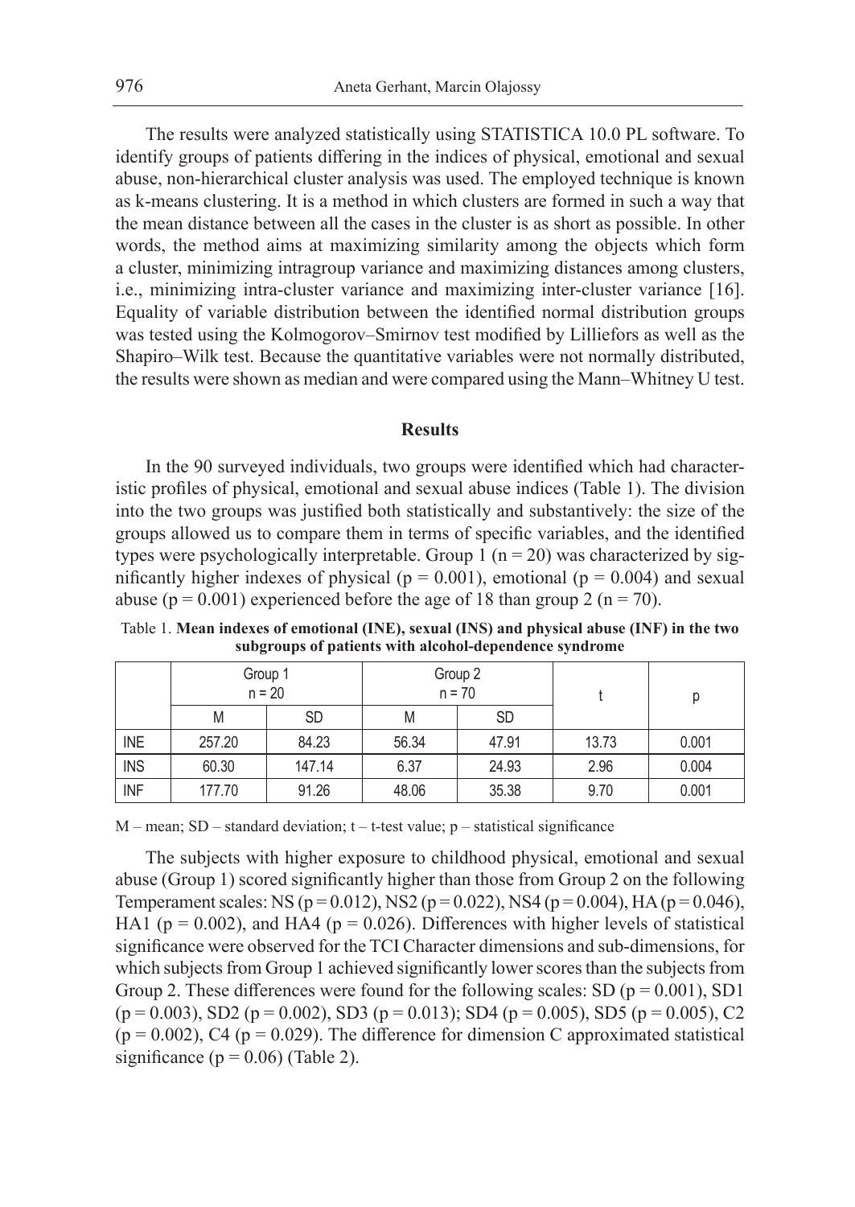The results were analyzed statistically using STATISTICA 10.0 PL software. To identify groups of patients differing in the indices of physical, emotional and sexual abuse, non-hierarchical cluster analysis was used. The employed technique is known as k-means clustering. It is a method in which clusters are formed in such a way that the mean distance between all the cases in the cluster is as short as possible. In other words, the method aims at maximizing similarity among the objects which form a cluster, minimizing intragroup variance and maximizing distances among clusters, i.e., minimizing intra-cluster variance and maximizing inter-cluster variance [16]. Equality of variable distribution between the identified normal distribution groups was tested using the Kolmogorov–Smirnov test modified by Lilliefors as well as the Shapiro–Wilk test. Because the quantitative variables were not normally distributed, the results were shown as median and were compared using the Mann–Whitney U test.

## Results

In the 90 surveyed individuals, two groups were identified which had characteristic profiles of physical, emotional and sexual abuse indices (Table 1). The division into the two groups was justified both statistically and substantively: the size of the groups allowed us to compare them in terms of specific variables, and the identified types were psychologically interpretable. Group 1 ($n = 20$) was characterized by significantly higher indexes of physical ($p = 0.001$), emotional ($p = 0.004$) and sexual abuse ($p = 0.001$) experienced before the age of 18 than group 2 ($n = 70$).

Table 1. **Mean indexes of emotional (INE), sexual (INS) and physical abuse (INF) in the two subgroups of patients with alcohol-dependence syndrome**

| | Group 1 n = 20 | | Group 2 n = 70 | | t | p |
|---|---|---|---|---|---|---|
| | M | SD | M | SD | | |
| INE | 257.20 | 84.23 | 56.34 | 47.91 | 13.73 | 0.001 |
| INS | 60.30 | 147.14 | 6.37 | 24.93 | 2.96 | 0.004 |
| INF | 177.70 | 91.26 | 48.06 | 35.38 | 9.70 | 0.001 |

M – mean; SD – standard deviation; t – t-test value; p – statistical significance

The subjects with higher exposure to childhood physical, emotional and sexual abuse (Group 1) scored significantly higher than those from Group 2 on the following Temperament scales: NS ($p = 0.012$), NS2 ($p = 0.022$), NS4 ($p = 0.004$), HA ($p = 0.046$), HA1 ($p = 0.002$), and HA4 ($p = 0.026$). Differences with higher levels of statistical significance were observed for the TCI Character dimensions and sub-dimensions, for which subjects from Group 1 achieved significantly lower scores than the subjects from Group 2. These differences were found for the following scales: SD ($p = 0.001$), SD1 ($p = 0.003$), SD2 ($p = 0.002$), SD3 ($p = 0.013$); SD4 ($p = 0.005$), SD5 ($p = 0.005$), C2 ($p = 0.002$), C4 ($p = 0.029$). The difference for dimension C approximated statistical significance ($p = 0.06$) (Table 2).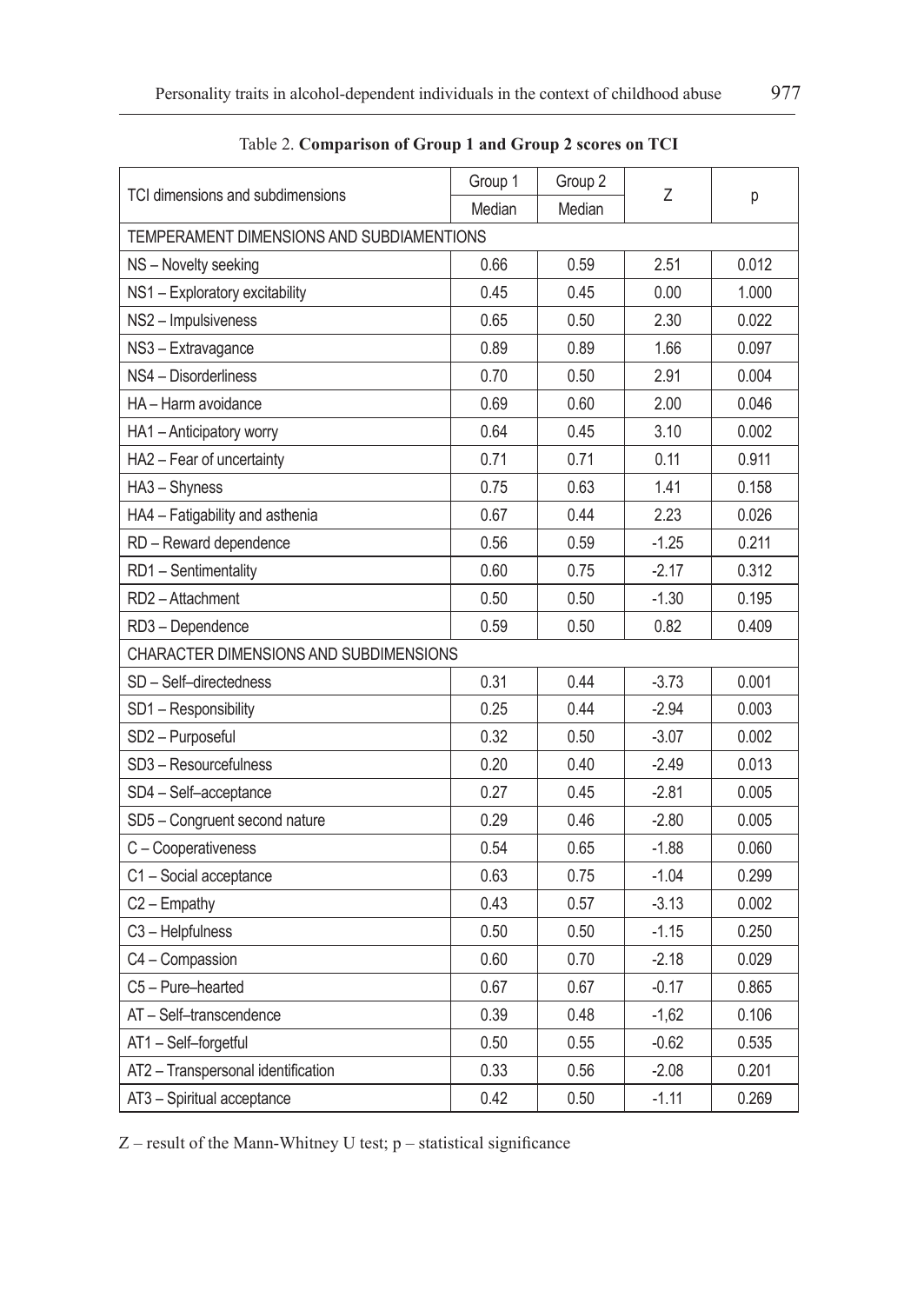Table 2. **Comparison of Group 1 and Group 2 scores on TCI**

| TCI dimensions and subdimensions | Group 1 | Group 2 | Z | p |
|---|---|---|---|---|
| | Median | Median | | |
| TEMPERAMENT DIMENSIONS AND SUBDIAMENTIONS | | | | |
| NS – Novelty seeking | 0.66 | 0.59 | 2.51 | 0.012 |
| NS1 – Exploratory excitability | 0.45 | 0.45 | 0.00 | 1.000 |
| NS2 – Impulsiveness | 0.65 | 0.50 | 2.30 | 0.022 |
| NS3 – Extravagance | 0.89 | 0.89 | 1.66 | 0.097 |
| NS4 – Disorderliness | 0.70 | 0.50 | 2.91 | 0.004 |
| HA – Harm avoidance | 0.69 | 0.60 | 2.00 | 0.046 |
| HA1 – Anticipatory worry | 0.64 | 0.45 | 3.10 | 0.002 |
| HA2 – Fear of uncertainty | 0.71 | 0.71 | 0.11 | 0.911 |
| HA3 – Shyness | 0.75 | 0.63 | 1.41 | 0.158 |
| HA4 – Fatigability and asthenia | 0.67 | 0.44 | 2.23 | 0.026 |
| RD – Reward dependence | 0.56 | 0.59 | -1.25 | 0.211 |
| RD1 – Sentimentality | 0.60 | 0.75 | -2.17 | 0.312 |
| RD2 – Attachment | 0.50 | 0.50 | -1.30 | 0.195 |
| RD3 – Dependence | 0.59 | 0.50 | 0.82 | 0.409 |
| CHARACTER DIMENSIONS AND SUBDIMENSIONS | | | | |
| SD – Self–directedness | 0.31 | 0.44 | -3.73 | 0.001 |
| SD1 – Responsibility | 0.25 | 0.44 | -2.94 | 0.003 |
| SD2 – Purposeful | 0.32 | 0.50 | -3.07 | 0.002 |
| SD3 – Resourcefulness | 0.20 | 0.40 | -2.49 | 0.013 |
| SD4 – Self–acceptance | 0.27 | 0.45 | -2.81 | 0.005 |
| SD5 – Congruent second nature | 0.29 | 0.46 | -2.80 | 0.005 |
| C – Cooperativeness | 0.54 | 0.65 | -1.88 | 0.060 |
| C1 – Social acceptance | 0.63 | 0.75 | -1.04 | 0.299 |
| C2 – Empathy | 0.43 | 0.57 | -3.13 | 0.002 |
| C3 – Helpfulness | 0.50 | 0.50 | -1.15 | 0.250 |
| C4 – Compassion | 0.60 | 0.70 | -2.18 | 0.029 |
| C5 – Pure–hearted | 0.67 | 0.67 | -0.17 | 0.865 |
| AT – Self–transcendence | 0.39 | 0.48 | -1,62 | 0.106 |
| AT1 – Self–forgetful | 0.50 | 0.55 | -0.62 | 0.535 |
| AT2 – Transpersonal identification | 0.33 | 0.56 | -2.08 | 0.201 |
| AT3 – Spiritual acceptance | 0.42 | 0.50 | -1.11 | 0.269 |

Z – result of the Mann-Whitney U test; p – statistical significance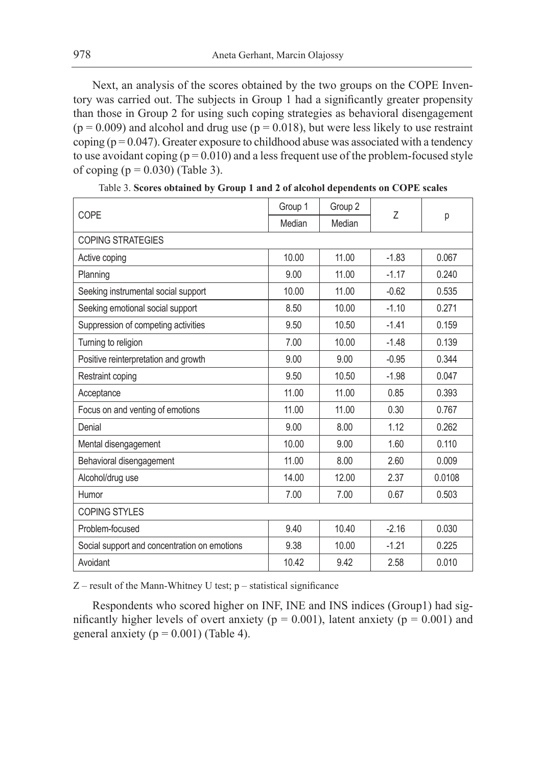Next, an analysis of the scores obtained by the two groups on the COPE Inventory was carried out. The subjects in Group 1 had a significantly greater propensity than those in Group 2 for using such coping strategies as behavioral disengagement ($p = 0.009$) and alcohol and drug use ($p = 0.018$), but were less likely to use restraint coping ($p = 0.047$). Greater exposure to childhood abuse was associated with a tendency to use avoidant coping ($p = 0.010$) and a less frequent use of the problem-focused style of coping ($p = 0.030$) (Table 3).

Table 3. **Scores obtained by Group 1 and 2 of alcohol dependents on COPE scales**

| COPE | Group 1 | Group 2 | Z | p |
|---|---|---|---|---|
| | Median | Median | | |
| COPING STRATEGIES | | | | |
| Active coping | 10.00 | 11.00 | -1.83 | 0.067 |
| Planning | 9.00 | 11.00 | -1.17 | 0.240 |
| Seeking instrumental social support | 10.00 | 11.00 | -0.62 | 0.535 |
| Seeking emotional social support | 8.50 | 10.00 | -1.10 | 0.271 |
| Suppression of competing activities | 9.50 | 10.50 | -1.41 | 0.159 |
| Turning to religion | 7.00 | 10.00 | -1.48 | 0.139 |
| Positive reinterpretation and growth | 9.00 | 9.00 | -0.95 | 0.344 |
| Restraint coping | 9.50 | 10.50 | -1.98 | 0.047 |
| Acceptance | 11.00 | 11.00 | 0.85 | 0.393 |
| Focus on and venting of emotions | 11.00 | 11.00 | 0.30 | 0.767 |
| Denial | 9.00 | 8.00 | 1.12 | 0.262 |
| Mental disengagement | 10.00 | 9.00 | 1.60 | 0.110 |
| Behavioral disengagement | 11.00 | 8.00 | 2.60 | 0.009 |
| Alcohol/drug use | 14.00 | 12.00 | 2.37 | 0.0108 |
| Humor | 7.00 | 7.00 | 0.67 | 0.503 |
| COPING STYLES | | | | |
| Problem-focused | 9.40 | 10.40 | -2.16 | 0.030 |
| Social support and concentration on emotions | 9.38 | 10.00 | -1.21 | 0.225 |
| Avoidant | 10.42 | 9.42 | 2.58 | 0.010 |

Z – result of the Mann-Whitney U test; p – statistical significance

Respondents who scored higher on INF, INE and INS indices (Group1) had significantly higher levels of overt anxiety ($p = 0.001$), latent anxiety ($p = 0.001$) and general anxiety ($p = 0.001$) (Table 4).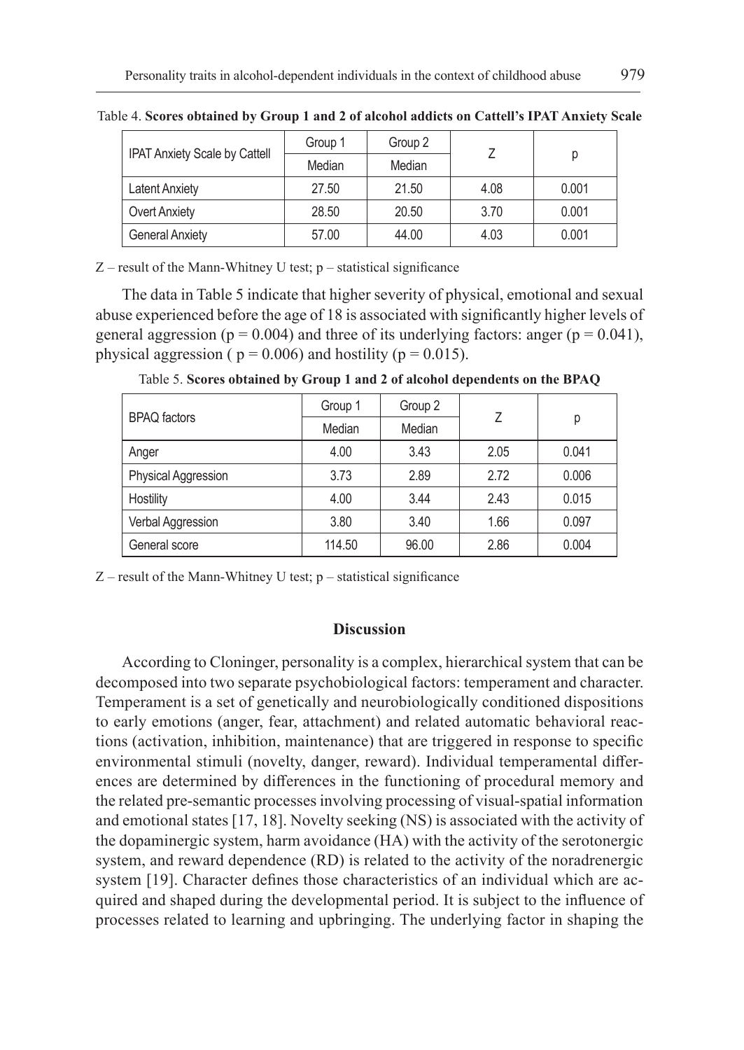Table 4. **Scores obtained by Group 1 and 2 of alcohol addicts on Cattell's IPAT Anxiety Scale**

| IPAT Anxiety Scale by Cattell | Group 1 | Group 2 | Z | p |
|---|---|---|---|---|
| | Median | Median | | |
| Latent Anxiety | 27.50 | 21.50 | 4.08 | 0.001 |
| Overt Anxiety | 28.50 | 20.50 | 3.70 | 0.001 |
| General Anxiety | 57.00 | 44.00 | 4.03 | 0.001 |

Z – result of the Mann-Whitney U test; p – statistical significance

The data in Table 5 indicate that higher severity of physical, emotional and sexual abuse experienced before the age of 18 is associated with significantly higher levels of general aggression ($p = 0.004$) and three of its underlying factors: anger ($p = 0.041$), physical aggression ( $p = 0.006$) and hostility ($p = 0.015$).

Table 5. **Scores obtained by Group 1 and 2 of alcohol dependents on the BPAQ**

| BPAQ factors | Group 1 | Group 2 | Z | p |
|---|---|---|---|---|
| | Median | Median | | |
| Anger | 4.00 | 3.43 | 2.05 | 0.041 |
| Physical Aggression | 3.73 | 2.89 | 2.72 | 0.006 |
| Hostility | 4.00 | 3.44 | 2.43 | 0.015 |
| Verbal Aggression | 3.80 | 3.40 | 1.66 | 0.097 |
| General score | 114.50 | 96.00 | 2.86 | 0.004 |

Z – result of the Mann-Whitney U test; p – statistical significance

## Discussion

According to Cloninger, personality is a complex, hierarchical system that can be decomposed into two separate psychobiological factors: temperament and character. Temperament is a set of genetically and neurobiologically conditioned dispositions to early emotions (anger, fear, attachment) and related automatic behavioral reactions (activation, inhibition, maintenance) that are triggered in response to specific environmental stimuli (novelty, danger, reward). Individual temperamental differences are determined by differences in the functioning of procedural memory and the related pre-semantic processes involving processing of visual-spatial information and emotional states [17, 18]. Novelty seeking (NS) is associated with the activity of the dopaminergic system, harm avoidance (HA) with the activity of the serotonergic system, and reward dependence (RD) is related to the activity of the noradrenergic system [19]. Character defines those characteristics of an individual which are acquired and shaped during the developmental period. It is subject to the influence of processes related to learning and upbringing. The underlying factor in shaping the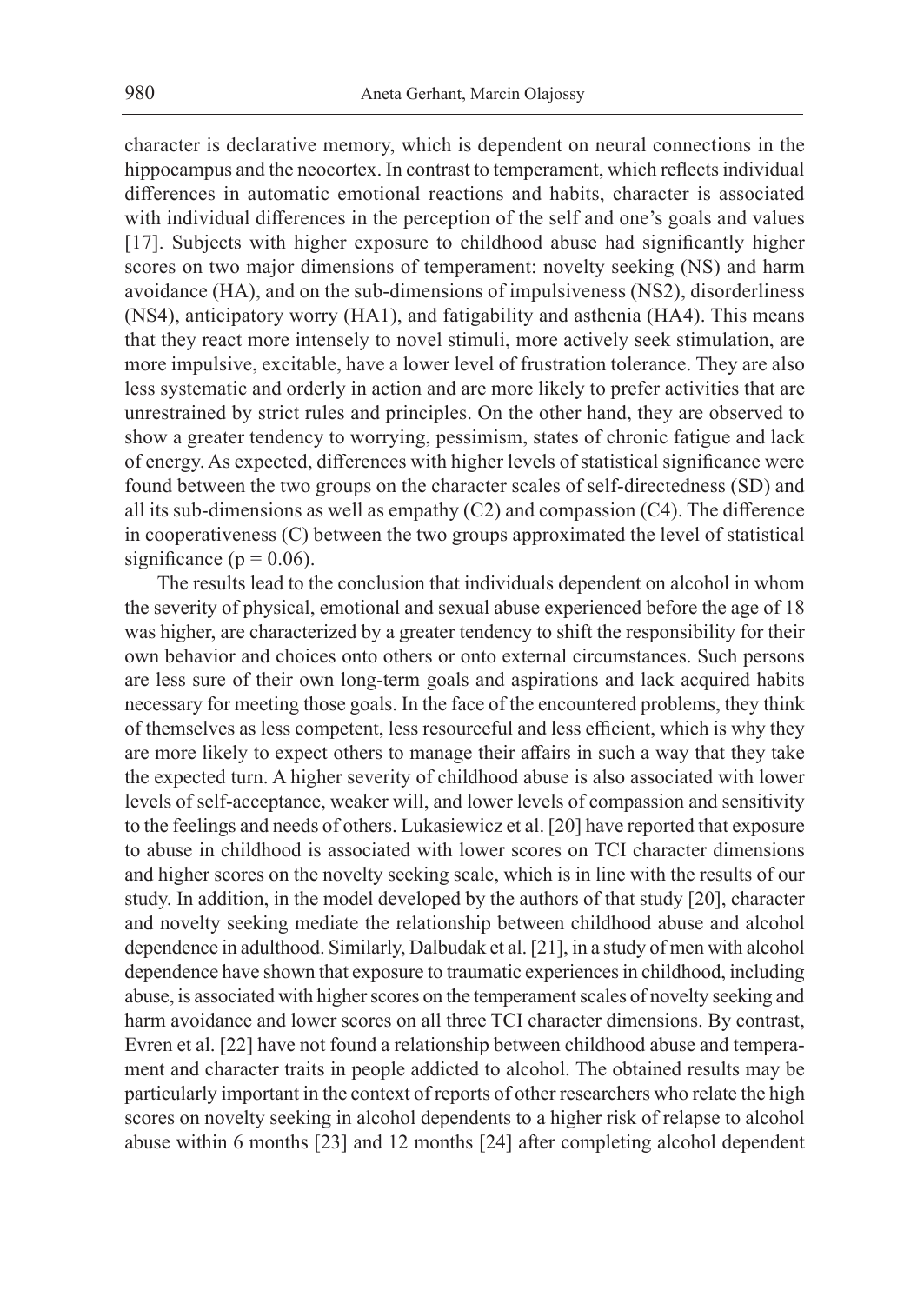character is declarative memory, which is dependent on neural connections in the hippocampus and the neocortex. In contrast to temperament, which reflects individual differences in automatic emotional reactions and habits, character is associated with individual differences in the perception of the self and one's goals and values [17]. Subjects with higher exposure to childhood abuse had significantly higher scores on two major dimensions of temperament: novelty seeking (NS) and harm avoidance (HA), and on the sub-dimensions of impulsiveness (NS2), disorderliness (NS4), anticipatory worry (HA1), and fatigability and asthenia (HA4). This means that they react more intensely to novel stimuli, more actively seek stimulation, are more impulsive, excitable, have a lower level of frustration tolerance. They are also less systematic and orderly in action and are more likely to prefer activities that are unrestrained by strict rules and principles. On the other hand, they are observed to show a greater tendency to worrying, pessimism, states of chronic fatigue and lack of energy. As expected, differences with higher levels of statistical significance were found between the two groups on the character scales of self-directedness (SD) and all its sub-dimensions as well as empathy (C2) and compassion (C4). The difference in cooperativeness (C) between the two groups approximated the level of statistical significance ($p = 0.06$).

The results lead to the conclusion that individuals dependent on alcohol in whom the severity of physical, emotional and sexual abuse experienced before the age of 18 was higher, are characterized by a greater tendency to shift the responsibility for their own behavior and choices onto others or onto external circumstances. Such persons are less sure of their own long-term goals and aspirations and lack acquired habits necessary for meeting those goals. In the face of the encountered problems, they think of themselves as less competent, less resourceful and less efficient, which is why they are more likely to expect others to manage their affairs in such a way that they take the expected turn. A higher severity of childhood abuse is also associated with lower levels of self-acceptance, weaker will, and lower levels of compassion and sensitivity to the feelings and needs of others. Lukasiewicz et al. [20] have reported that exposure to abuse in childhood is associated with lower scores on TCI character dimensions and higher scores on the novelty seeking scale, which is in line with the results of our study. In addition, in the model developed by the authors of that study [20], character and novelty seeking mediate the relationship between childhood abuse and alcohol dependence in adulthood. Similarly, Dalbudak et al. [21], in a study of men with alcohol dependence have shown that exposure to traumatic experiences in childhood, including abuse, is associated with higher scores on the temperament scales of novelty seeking and harm avoidance and lower scores on all three TCI character dimensions. By contrast, Evren et al. [22] have not found a relationship between childhood abuse and temperament and character traits in people addicted to alcohol. The obtained results may be particularly important in the context of reports of other researchers who relate the high scores on novelty seeking in alcohol dependents to a higher risk of relapse to alcohol abuse within 6 months [23] and 12 months [24] after completing alcohol dependent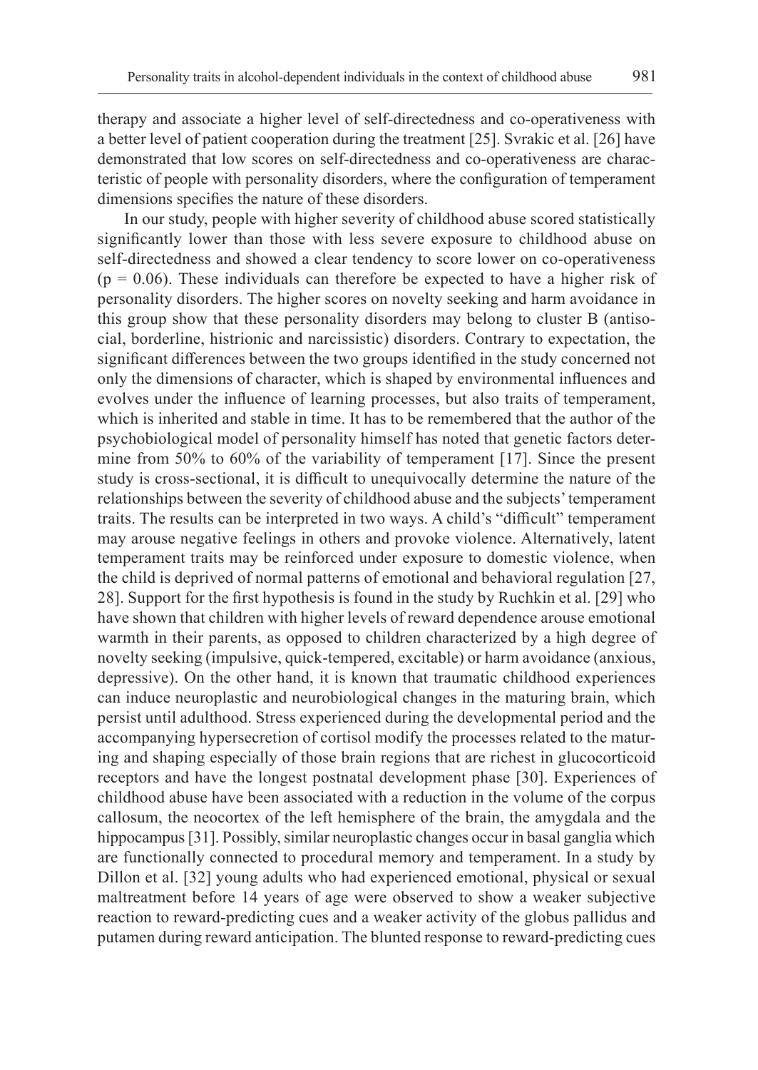therapy and associate a higher level of self-directedness and co-operativeness with a better level of patient cooperation during the treatment [25]. Svrakic et al. [26] have demonstrated that low scores on self-directedness and co-operativeness are characteristic of people with personality disorders, where the configuration of temperament dimensions specifies the nature of these disorders.

In our study, people with higher severity of childhood abuse scored statistically significantly lower than those with less severe exposure to childhood abuse on self-directedness and showed a clear tendency to score lower on co-operativeness ($p = 0.06$). These individuals can therefore be expected to have a higher risk of personality disorders. The higher scores on novelty seeking and harm avoidance in this group show that these personality disorders may belong to cluster B (antisocial, borderline, histrionic and narcissistic) disorders. Contrary to expectation, the significant differences between the two groups identified in the study concerned not only the dimensions of character, which is shaped by environmental influences and evolves under the influence of learning processes, but also traits of temperament, which is inherited and stable in time. It has to be remembered that the author of the psychobiological model of personality himself has noted that genetic factors determine from 50% to 60% of the variability of temperament [17]. Since the present study is cross-sectional, it is difficult to unequivocally determine the nature of the relationships between the severity of childhood abuse and the subjects' temperament traits. The results can be interpreted in two ways. A child's "difficult" temperament may arouse negative feelings in others and provoke violence. Alternatively, latent temperament traits may be reinforced under exposure to domestic violence, when the child is deprived of normal patterns of emotional and behavioral regulation [27, 28]. Support for the first hypothesis is found in the study by Ruchkin et al. [29] who have shown that children with higher levels of reward dependence arouse emotional warmth in their parents, as opposed to children characterized by a high degree of novelty seeking (impulsive, quick-tempered, excitable) or harm avoidance (anxious, depressive). On the other hand, it is known that traumatic childhood experiences can induce neuroplastic and neurobiological changes in the maturing brain, which persist until adulthood. Stress experienced during the developmental period and the accompanying hypersecretion of cortisol modify the processes related to the maturing and shaping especially of those brain regions that are richest in glucocorticoid receptors and have the longest postnatal development phase [30]. Experiences of childhood abuse have been associated with a reduction in the volume of the corpus callosum, the neocortex of the left hemisphere of the brain, the amygdala and the hippocampus [31]. Possibly, similar neuroplastic changes occur in basal ganglia which are functionally connected to procedural memory and temperament. In a study by Dillon et al. [32] young adults who had experienced emotional, physical or sexual maltreatment before 14 years of age were observed to show a weaker subjective reaction to reward-predicting cues and a weaker activity of the globus pallidus and putamen during reward anticipation. The blunted response to reward-predicting cues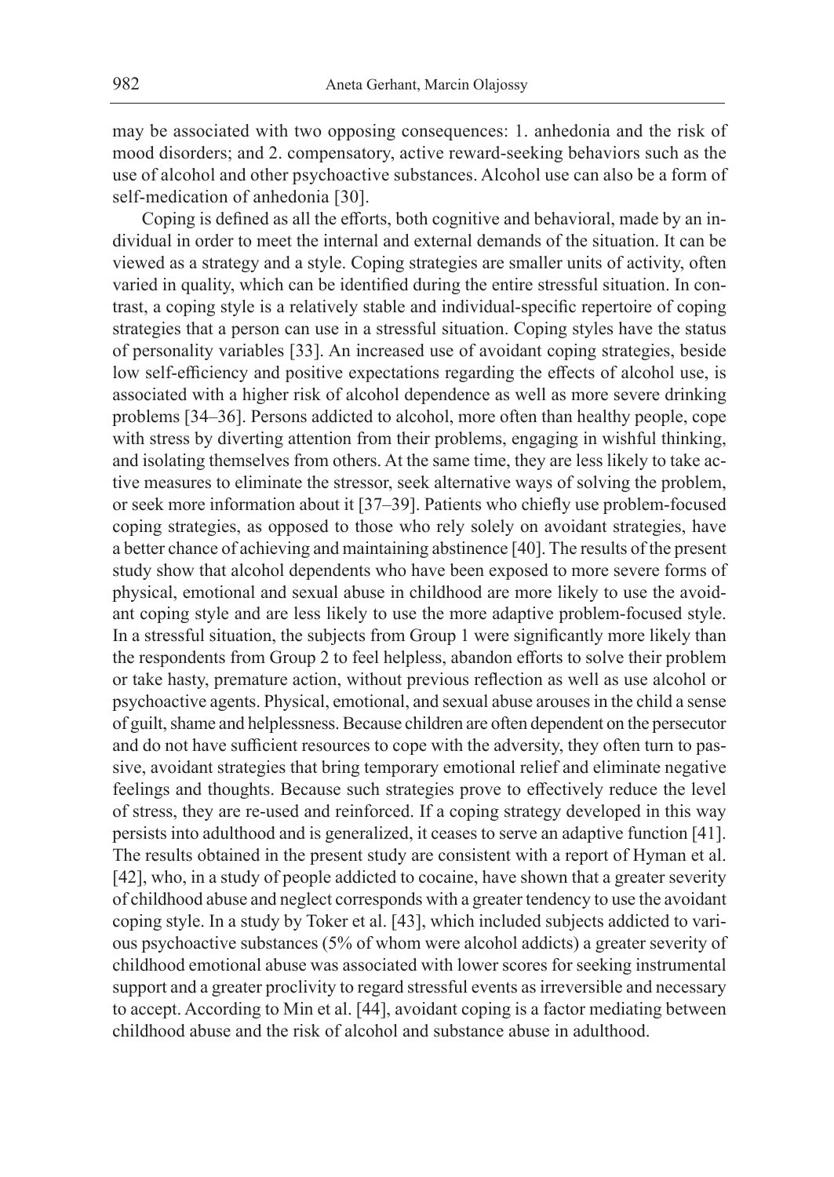may be associated with two opposing consequences: 1. anhedonia and the risk of mood disorders; and 2. compensatory, active reward-seeking behaviors such as the use of alcohol and other psychoactive substances. Alcohol use can also be a form of self-medication of anhedonia [30].

Coping is defined as all the efforts, both cognitive and behavioral, made by an individual in order to meet the internal and external demands of the situation. It can be viewed as a strategy and a style. Coping strategies are smaller units of activity, often varied in quality, which can be identified during the entire stressful situation. In contrast, a coping style is a relatively stable and individual-specific repertoire of coping strategies that a person can use in a stressful situation. Coping styles have the status of personality variables [33]. An increased use of avoidant coping strategies, beside low self-efficiency and positive expectations regarding the effects of alcohol use, is associated with a higher risk of alcohol dependence as well as more severe drinking problems [34–36]. Persons addicted to alcohol, more often than healthy people, cope with stress by diverting attention from their problems, engaging in wishful thinking, and isolating themselves from others. At the same time, they are less likely to take active measures to eliminate the stressor, seek alternative ways of solving the problem, or seek more information about it [37–39]. Patients who chiefly use problem-focused coping strategies, as opposed to those who rely solely on avoidant strategies, have a better chance of achieving and maintaining abstinence [40]. The results of the present study show that alcohol dependents who have been exposed to more severe forms of physical, emotional and sexual abuse in childhood are more likely to use the avoidant coping style and are less likely to use the more adaptive problem-focused style. In a stressful situation, the subjects from Group 1 were significantly more likely than the respondents from Group 2 to feel helpless, abandon efforts to solve their problem or take hasty, premature action, without previous reflection as well as use alcohol or psychoactive agents. Physical, emotional, and sexual abuse arouses in the child a sense of guilt, shame and helplessness. Because children are often dependent on the persecutor and do not have sufficient resources to cope with the adversity, they often turn to passive, avoidant strategies that bring temporary emotional relief and eliminate negative feelings and thoughts. Because such strategies prove to effectively reduce the level of stress, they are re-used and reinforced. If a coping strategy developed in this way persists into adulthood and is generalized, it ceases to serve an adaptive function [41]. The results obtained in the present study are consistent with a report of Hyman et al. [42], who, in a study of people addicted to cocaine, have shown that a greater severity of childhood abuse and neglect corresponds with a greater tendency to use the avoidant coping style. In a study by Toker et al. [43], which included subjects addicted to various psychoactive substances (5% of whom were alcohol addicts) a greater severity of childhood emotional abuse was associated with lower scores for seeking instrumental support and a greater proclivity to regard stressful events as irreversible and necessary to accept. According to Min et al. [44], avoidant coping is a factor mediating between childhood abuse and the risk of alcohol and substance abuse in adulthood.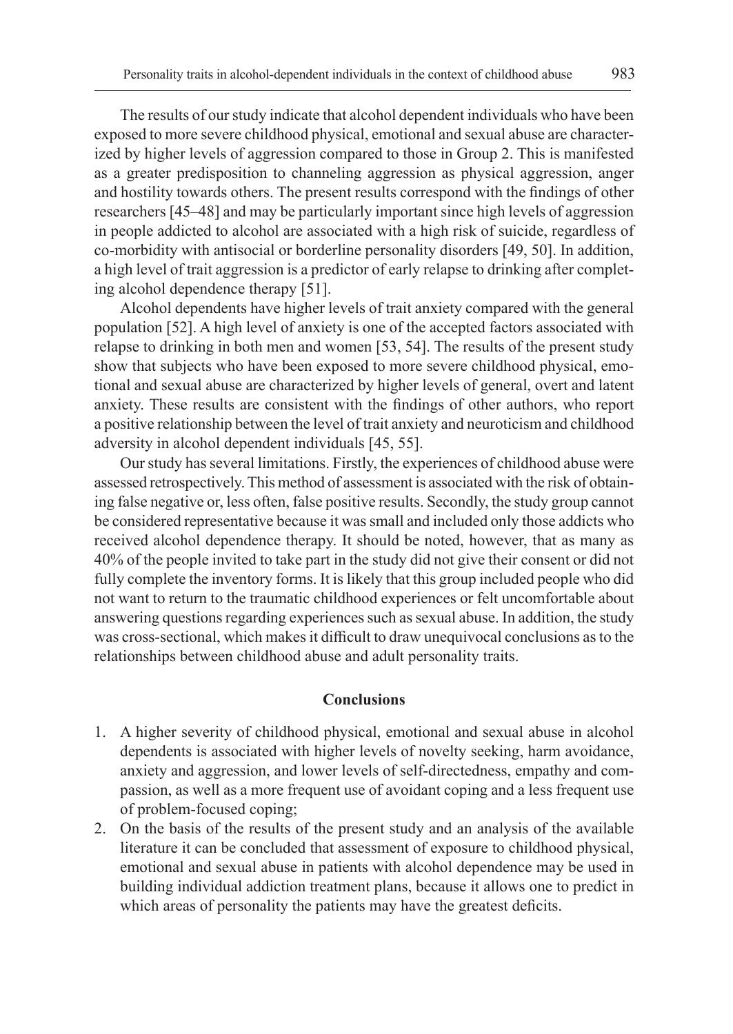The results of our study indicate that alcohol dependent individuals who have been exposed to more severe childhood physical, emotional and sexual abuse are characterized by higher levels of aggression compared to those in Group 2. This is manifested as a greater predisposition to channeling aggression as physical aggression, anger and hostility towards others. The present results correspond with the findings of other researchers [45–48] and may be particularly important since high levels of aggression in people addicted to alcohol are associated with a high risk of suicide, regardless of co-morbidity with antisocial or borderline personality disorders [49, 50]. In addition, a high level of trait aggression is a predictor of early relapse to drinking after completing alcohol dependence therapy [51].

Alcohol dependents have higher levels of trait anxiety compared with the general population [52]. A high level of anxiety is one of the accepted factors associated with relapse to drinking in both men and women [53, 54]. The results of the present study show that subjects who have been exposed to more severe childhood physical, emotional and sexual abuse are characterized by higher levels of general, overt and latent anxiety. These results are consistent with the findings of other authors, who report a positive relationship between the level of trait anxiety and neuroticism and childhood adversity in alcohol dependent individuals [45, 55].

Our study has several limitations. Firstly, the experiences of childhood abuse were assessed retrospectively. This method of assessment is associated with the risk of obtaining false negative or, less often, false positive results. Secondly, the study group cannot be considered representative because it was small and included only those addicts who received alcohol dependence therapy. It should be noted, however, that as many as 40% of the people invited to take part in the study did not give their consent or did not fully complete the inventory forms. It is likely that this group included people who did not want to return to the traumatic childhood experiences or felt uncomfortable about answering questions regarding experiences such as sexual abuse. In addition, the study was cross-sectional, which makes it difficult to draw unequivocal conclusions as to the relationships between childhood abuse and adult personality traits.

## Conclusions

1. A higher severity of childhood physical, emotional and sexual abuse in alcohol dependents is associated with higher levels of novelty seeking, harm avoidance, anxiety and aggression, and lower levels of self-directedness, empathy and compassion, as well as a more frequent use of avoidant coping and a less frequent use of problem-focused coping;
2. On the basis of the results of the present study and an analysis of the available literature it can be concluded that assessment of exposure to childhood physical, emotional and sexual abuse in patients with alcohol dependence may be used in building individual addiction treatment plans, because it allows one to predict in which areas of personality the patients may have the greatest deficits.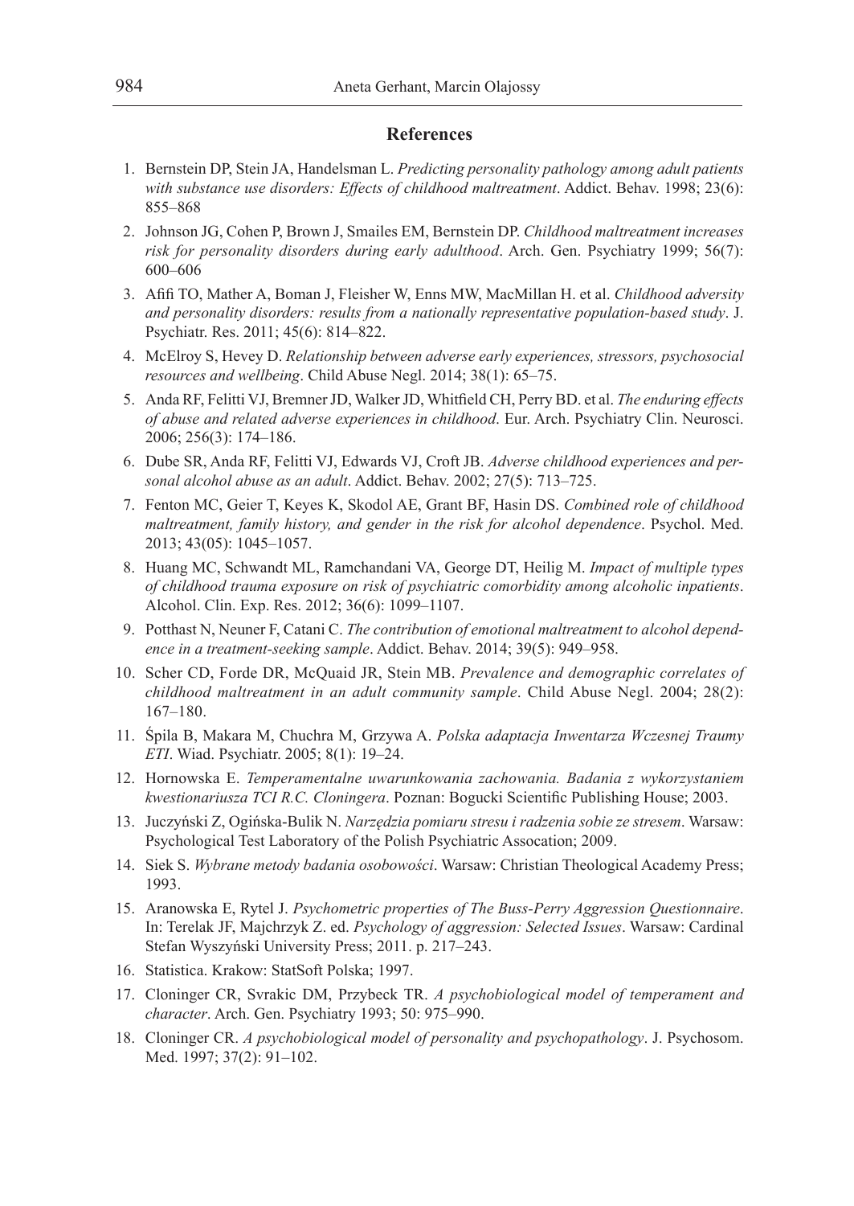## References

1. Bernstein DP, Stein JA, Handelsman L. *Predicting personality pathology among adult patients with substance use disorders: Effects of childhood maltreatment*. Addict. Behav. 1998; 23(6): 855–868
2. Johnson JG, Cohen P, Brown J, Smailes EM, Bernstein DP. *Childhood maltreatment increases risk for personality disorders during early adulthood*. Arch. Gen. Psychiatry 1999; 56(7): 600–606
3. Afifi TO, Mather A, Boman J, Fleisher W, Enns MW, MacMillan H. et al. *Childhood adversity and personality disorders: results from a nationally representative population-based study*. J. Psychiatr. Res. 2011; 45(6): 814–822.
4. McElroy S, Hevey D. *Relationship between adverse early experiences, stressors, psychosocial resources and wellbeing*. Child Abuse Negl. 2014; 38(1): 65–75.
5. Anda RF, Felitti VJ, Bremner JD, Walker JD, Whitfield CH, Perry BD. et al. *The enduring effects of abuse and related adverse experiences in childhood*. Eur. Arch. Psychiatry Clin. Neurosci. 2006; 256(3): 174–186.
6. Dube SR, Anda RF, Felitti VJ, Edwards VJ, Croft JB. *Adverse childhood experiences and personal alcohol abuse as an adult*. Addict. Behav. 2002; 27(5): 713–725.
7. Fenton MC, Geier T, Keyes K, Skodol AE, Grant BF, Hasin DS. *Combined role of childhood maltreatment, family history, and gender in the risk for alcohol dependence*. Psychol. Med. 2013; 43(05): 1045–1057.
8. Huang MC, Schwandt ML, Ramchandani VA, George DT, Heilig M. *Impact of multiple types of childhood trauma exposure on risk of psychiatric comorbidity among alcoholic inpatients*. Alcohol. Clin. Exp. Res. 2012; 36(6): 1099–1107.
9. Potthast N, Neuner F, Catani C. *The contribution of emotional maltreatment to alcohol dependence in a treatment-seeking sample*. Addict. Behav. 2014; 39(5): 949–958.
10. Scher CD, Forde DR, McQuaid JR, Stein MB. *Prevalence and demographic correlates of childhood maltreatment in an adult community sample*. Child Abuse Negl. 2004; 28(2): 167–180.
11. Śpila B, Makara M, Chuchra M, Grzywa A. *Polska adaptacja Inwentarza Wczesnej Traumy ETI*. Wiad. Psychiatr. 2005; 8(1): 19–24.
12. Hornowska E. *Temperamentalne uwarunkowania zachowania. Badania z wykorzystaniem kwestionariusza TCI R.C. Cloningera*. Poznan: Bogucki Scientific Publishing House; 2003.
13. Juczyński Z, Ogińska-Bulik N. *Narzędzia pomiaru stresu i radzenia sobie ze stresem*. Warsaw: Psychological Test Laboratory of the Polish Psychiatric Assocation; 2009.
14. Siek S. *Wybrane metody badania osobowości*. Warsaw: Christian Theological Academy Press; 1993.
15. Aranowska E, Rytel J. *Psychometric properties of The Buss-Perry Aggression Questionnaire*. In: Terelak JF, Majchrzyk Z. ed. *Psychology of aggression: Selected Issues*. Warsaw: Cardinal Stefan Wyszyński University Press; 2011. p. 217–243.
16. Statistica. Krakow: StatSoft Polska; 1997.
17. Cloninger CR, Svrakic DM, Przybeck TR. *A psychobiological model of temperament and character*. Arch. Gen. Psychiatry 1993; 50: 975–990.
18. Cloninger CR. *A psychobiological model of personality and psychopathology*. J. Psychosom. Med. 1997; 37(2): 91–102.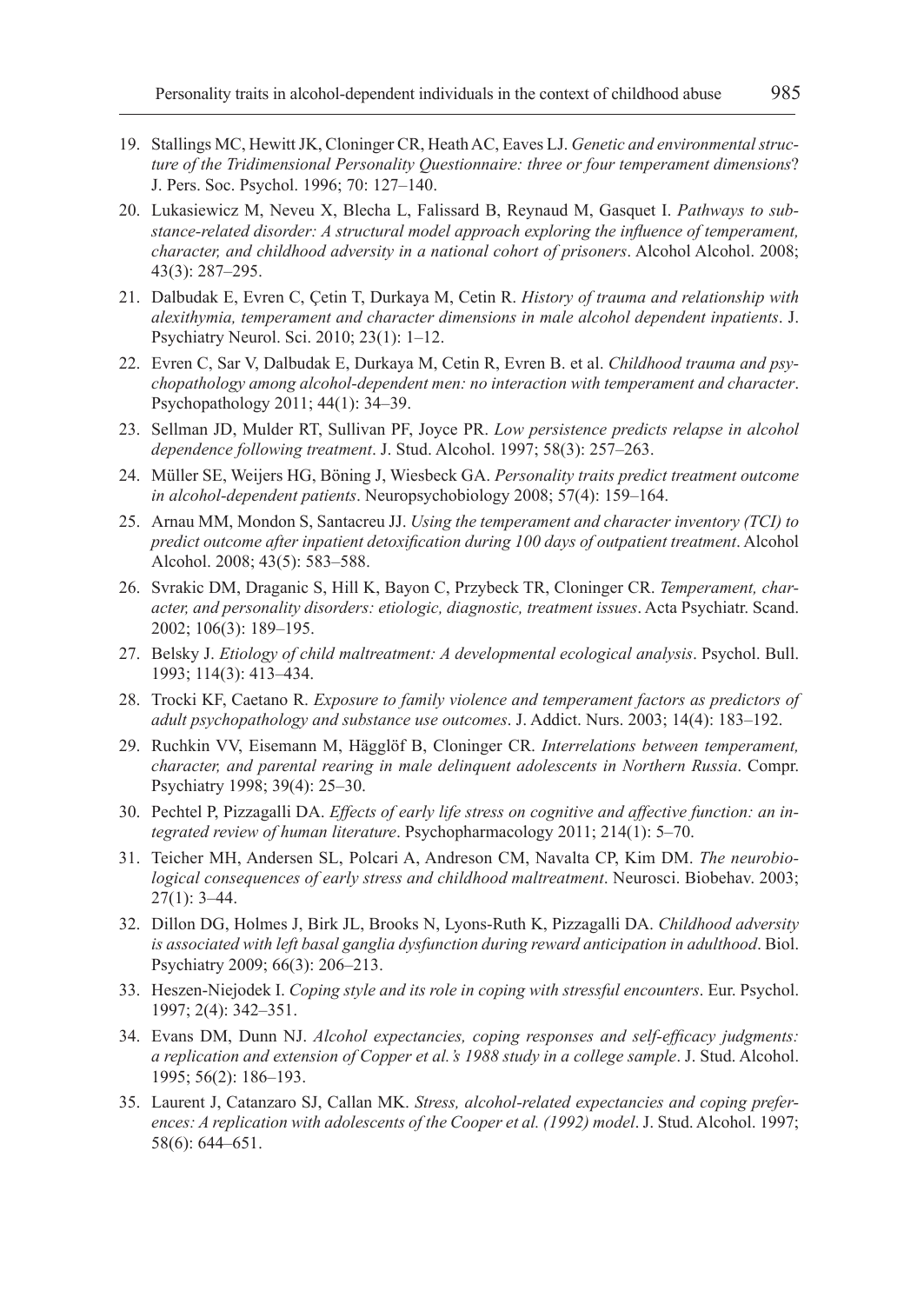19. Stallings MC, Hewitt JK, Cloninger CR, Heath AC, Eaves LJ. *Genetic and environmental structure of the Tridimensional Personality Questionnaire: three or four temperament dimensions*? J. Pers. Soc. Psychol. 1996; 70: 127–140.
20. Lukasiewicz M, Neveu X, Blecha L, Falissard B, Reynaud M, Gasquet I. *Pathways to substance-related disorder: A structural model approach exploring the influence of temperament, character, and childhood adversity in a national cohort of prisoners*. Alcohol Alcohol. 2008; 43(3): 287–295.
21. Dalbudak E, Evren C, Çetin T, Durkaya M, Cetin R. *History of trauma and relationship with alexithymia, temperament and character dimensions in male alcohol dependent inpatients*. J. Psychiatry Neurol. Sci. 2010; 23(1): 1–12.
22. Evren C, Sar V, Dalbudak E, Durkaya M, Cetin R, Evren B. et al. *Childhood trauma and psychopathology among alcohol-dependent men: no interaction with temperament and character*. Psychopathology 2011; 44(1): 34–39.
23. Sellman JD, Mulder RT, Sullivan PF, Joyce PR. *Low persistence predicts relapse in alcohol dependence following treatment*. J. Stud. Alcohol. 1997; 58(3): 257–263.
24. Müller SE, Weijers HG, Böning J, Wiesbeck GA. *Personality traits predict treatment outcome in alcohol-dependent patients*. Neuropsychobiology 2008; 57(4): 159–164.
25. Arnau MM, Mondon S, Santacreu JJ. *Using the temperament and character inventory (TCI) to predict outcome after inpatient detoxification during 100 days of outpatient treatment*. Alcohol Alcohol. 2008; 43(5): 583–588.
26. Svrakic DM, Draganic S, Hill K, Bayon C, Przybeck TR, Cloninger CR. *Temperament, character, and personality disorders: etiologic, diagnostic, treatment issues*. Acta Psychiatr. Scand. 2002; 106(3): 189–195.
27. Belsky J. *Etiology of child maltreatment: A developmental ecological analysis*. Psychol. Bull. 1993; 114(3): 413–434.
28. Trocki KF, Caetano R. *Exposure to family violence and temperament factors as predictors of adult psychopathology and substance use outcomes*. J. Addict. Nurs. 2003; 14(4): 183–192.
29. Ruchkin VV, Eisemann M, Hägglöf B, Cloninger CR. *Interrelations between temperament, character, and parental rearing in male delinquent adolescents in Northern Russia*. Compr. Psychiatry 1998; 39(4): 25–30.
30. Pechtel P, Pizzagalli DA. *Effects of early life stress on cognitive and affective function: an integrated review of human literature*. Psychopharmacology 2011; 214(1): 5–70.
31. Teicher MH, Andersen SL, Polcari A, Andreson CM, Navalta CP, Kim DM. *The neurobiological consequences of early stress and childhood maltreatment*. Neurosci. Biobehav. 2003; 27(1): 3–44.
32. Dillon DG, Holmes J, Birk JL, Brooks N, Lyons-Ruth K, Pizzagalli DA. *Childhood adversity is associated with left basal ganglia dysfunction during reward anticipation in adulthood*. Biol. Psychiatry 2009; 66(3): 206–213.
33. Heszen-Niejodek I. *Coping style and its role in coping with stressful encounters*. Eur. Psychol. 1997; 2(4): 342–351.
34. Evans DM, Dunn NJ. *Alcohol expectancies, coping responses and self-efficacy judgments: a replication and extension of Copper et al.'s 1988 study in a college sample*. J. Stud. Alcohol. 1995; 56(2): 186–193.
35. Laurent J, Catanzaro SJ, Callan MK. *Stress, alcohol-related expectancies and coping preferences: A replication with adolescents of the Cooper et al. (1992) model*. J. Stud. Alcohol. 1997; 58(6): 644–651.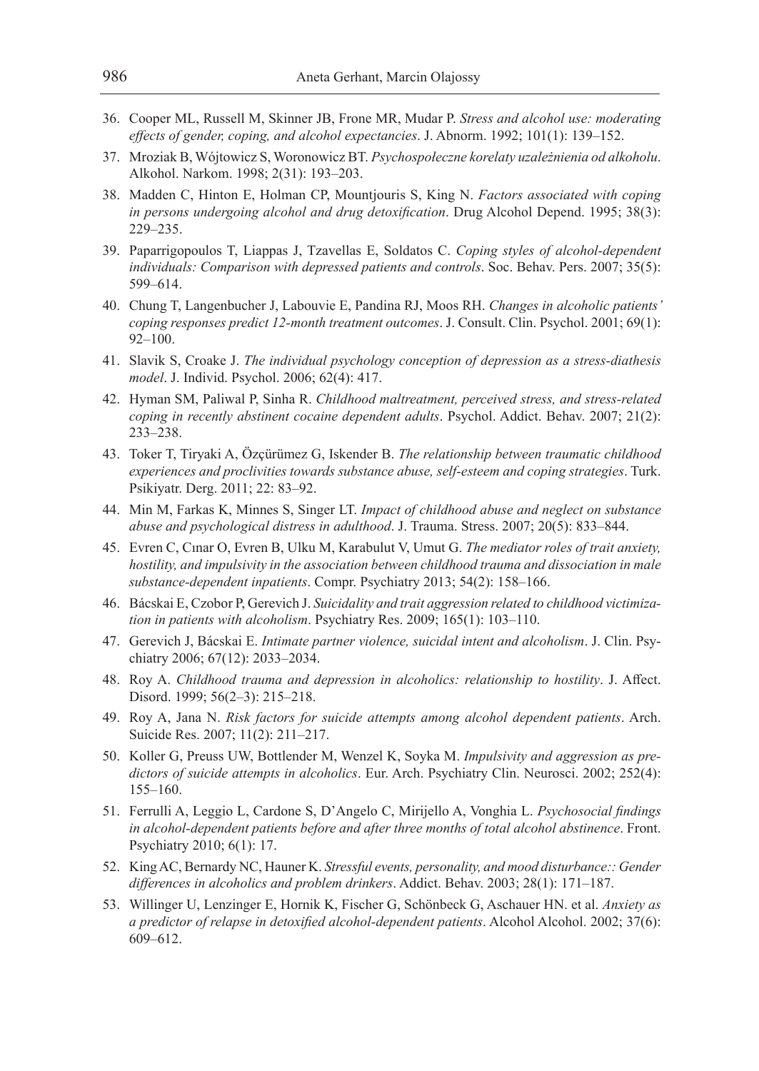36. Cooper ML, Russell M, Skinner JB, Frone MR, Mudar P. *Stress and alcohol use: moderating effects of gender, coping, and alcohol expectancies*. J. Abnorm. 1992; 101(1): 139–152.
37. Mroziak B, Wójtowicz S, Woronowicz BT. *Psychospołeczne korelaty uzależnienia od alkoholu*. Alkohol. Narkom. 1998; 2(31): 193–203.
38. Madden C, Hinton E, Holman CP, Mountjouris S, King N. *Factors associated with coping in persons undergoing alcohol and drug detoxification*. Drug Alcohol Depend. 1995; 38(3): 229–235.
39. Paparrigopoulos T, Liappas J, Tzavellas E, Soldatos C. *Coping styles of alcohol-dependent individuals: Comparison with depressed patients and controls*. Soc. Behav. Pers. 2007; 35(5): 599–614.
40. Chung T, Langenbucher J, Labouvie E, Pandina RJ, Moos RH. *Changes in alcoholic patients' coping responses predict 12-month treatment outcomes*. J. Consult. Clin. Psychol. 2001; 69(1): 92–100.
41. Slavik S, Croake J. *The individual psychology conception of depression as a stress-diathesis model*. J. Individ. Psychol. 2006; 62(4): 417.
42. Hyman SM, Paliwal P, Sinha R. *Childhood maltreatment, perceived stress, and stress-related coping in recently abstinent cocaine dependent adults*. Psychol. Addict. Behav. 2007; 21(2): 233–238.
43. Toker T, Tiryaki A, Özçürümez G, Iskender B. *The relationship between traumatic childhood experiences and proclivities towards substance abuse, self-esteem and coping strategies*. Turk. Psikiyatr. Derg. 2011; 22: 83–92.
44. Min M, Farkas K, Minnes S, Singer LT. *Impact of childhood abuse and neglect on substance abuse and psychological distress in adulthood*. J. Trauma. Stress. 2007; 20(5): 833–844.
45. Evren C, Cınar O, Evren B, Ulku M, Karabulut V, Umut G. *The mediator roles of trait anxiety, hostility, and impulsivity in the association between childhood trauma and dissociation in male substance-dependent inpatients*. Compr. Psychiatry 2013; 54(2): 158–166.
46. Bácskai E, Czobor P, Gerevich J. *Suicidality and trait aggression related to childhood victimization in patients with alcoholism*. Psychiatry Res. 2009; 165(1): 103–110.
47. Gerevich J, Bácskai E. *Intimate partner violence, suicidal intent and alcoholism*. J. Clin. Psychiatry 2006; 67(12): 2033–2034.
48. Roy A. *Childhood trauma and depression in alcoholics: relationship to hostility*. J. Affect. Disord. 1999; 56(2–3): 215–218.
49. Roy A, Jana N. *Risk factors for suicide attempts among alcohol dependent patients*. Arch. Suicide Res. 2007; 11(2): 211–217.
50. Koller G, Preuss UW, Bottlender M, Wenzel K, Soyka M. *Impulsivity and aggression as predictors of suicide attempts in alcoholics*. Eur. Arch. Psychiatry Clin. Neurosci. 2002; 252(4): 155–160.
51. Ferrulli A, Leggio L, Cardone S, D'Angelo C, Mirijello A, Vonghia L. *Psychosocial findings in alcohol-dependent patients before and after three months of total alcohol abstinence*. Front. Psychiatry 2010; 6(1): 17.
52. King AC, Bernardy NC, Hauner K. *Stressful events, personality, and mood disturbance:: Gender differences in alcoholics and problem drinkers*. Addict. Behav. 2003; 28(1): 171–187.
53. Willinger U, Lenzinger E, Hornik K, Fischer G, Schönbeck G, Aschauer HN. et al. *Anxiety as a predictor of relapse in detoxified alcohol-dependent patients*. Alcohol Alcohol. 2002; 37(6): 609–612.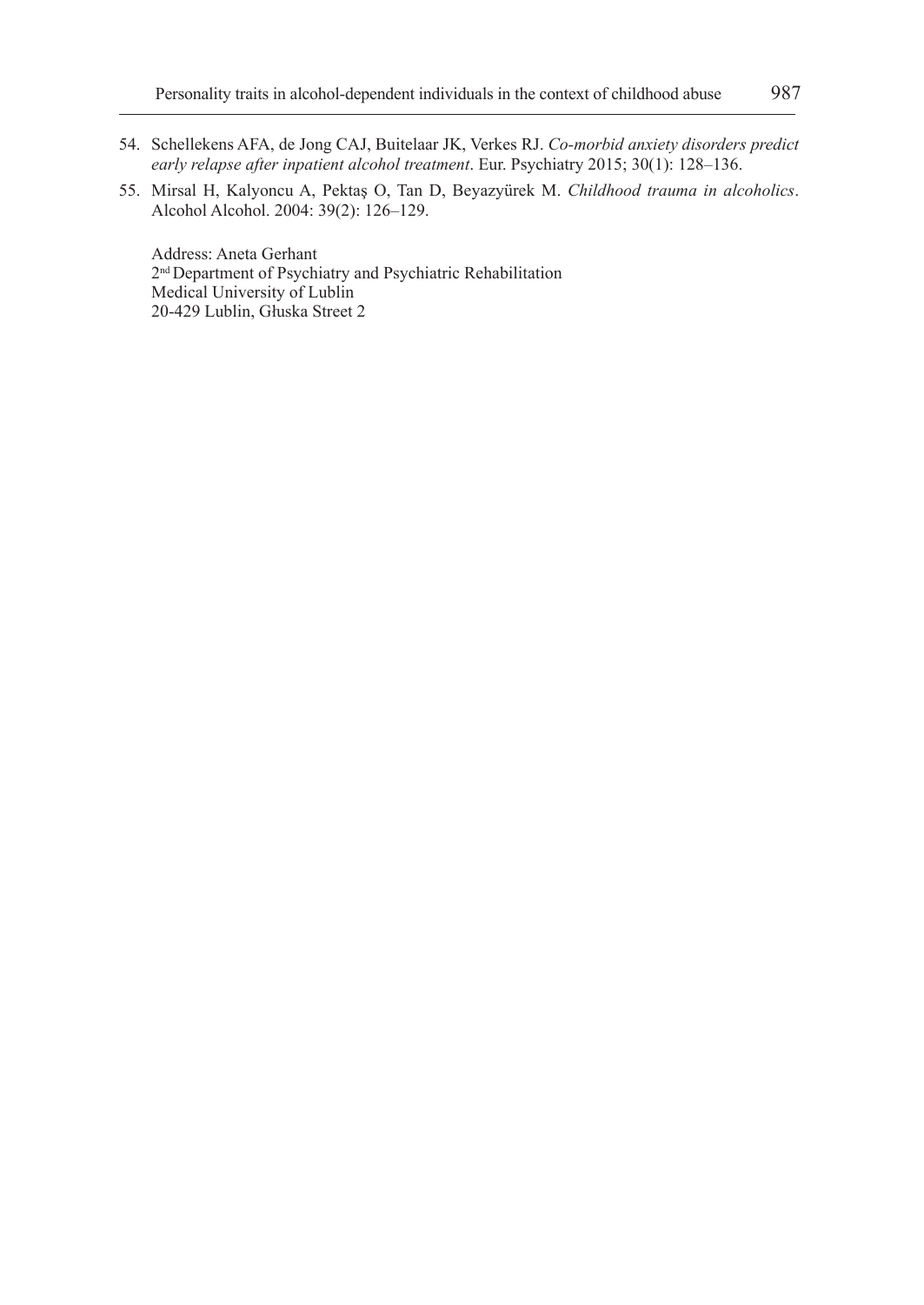54. Schellekens AFA, de Jong CAJ, Buitelaar JK, Verkes RJ. *Co-morbid anxiety disorders predict early relapse after inpatient alcohol treatment*. Eur. Psychiatry 2015; 30(1): 128–136.
55. Mirsal H, Kalyoncu A, Pektaş O, Tan D, Beyazyürek M. *Childhood trauma in alcoholics*. Alcohol Alcohol. 2004: 39(2): 126–129.

Address: Aneta Gerhant
2nd Department of Psychiatry and Psychiatric Rehabilitation
Medical University of Lublin
20-429 Lublin, Głuska Street 2